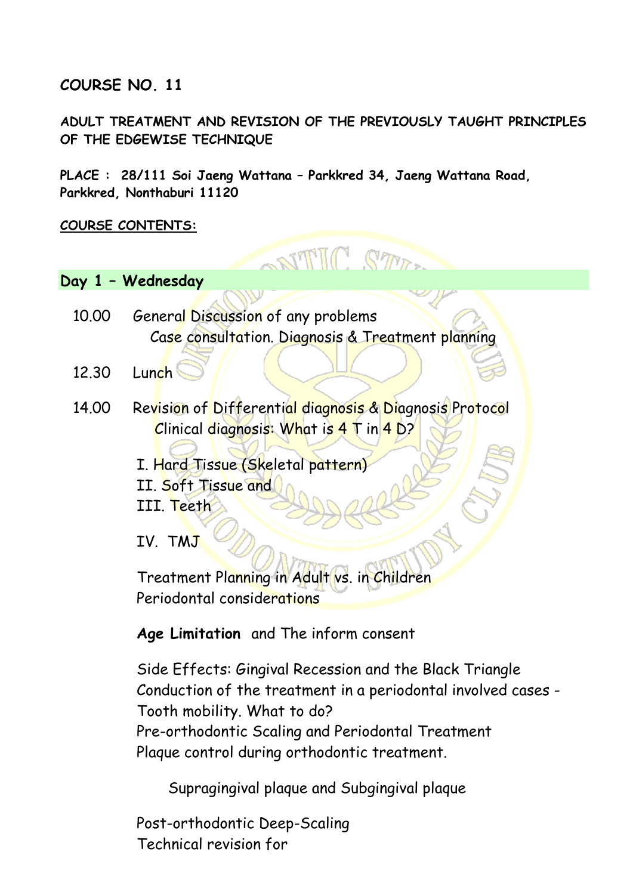## COURSE NO. 11

**ADULT TREATMENT AND REVISION OF THE PREVIOUSLY TAUGHT PRINCIPLES OF THE EDGEWISE TECHNIQUE**

**PLACE : 28/111 Soi Jaeng Wattana – Parkkred 34, Jaeng Wattana Road, Parkkred, Nonthaburi 11120**

**COURSE CONTENTS:**

### Day 1 – Wednesday

10.00 General Discussion of any problems
Case consultation. Diagnosis & Treatment planning

12.30 Lunch

14.00 Revision of Differential diagnosis & Diagnosis Protocol
Clinical diagnosis: What is 4 T in 4 D?

I. Hard Tissue (Skeletal pattern)
II. Soft Tissue and
III. Teeth

IV. TMJ

Treatment Planning in Adult vs. in Children
Periodontal considerations

**Age Limitation** and The inform consent

Side Effects: Gingival Recession and the Black Triangle
Conduction of the treatment in a periodontal involved cases -
Tooth mobility. What to do?
Pre-orthodontic Scaling and Periodontal Treatment
Plaque control during orthodontic treatment.

Supragingival plaque and Subgingival plaque

Post-orthodontic Deep-Scaling
Technical revision for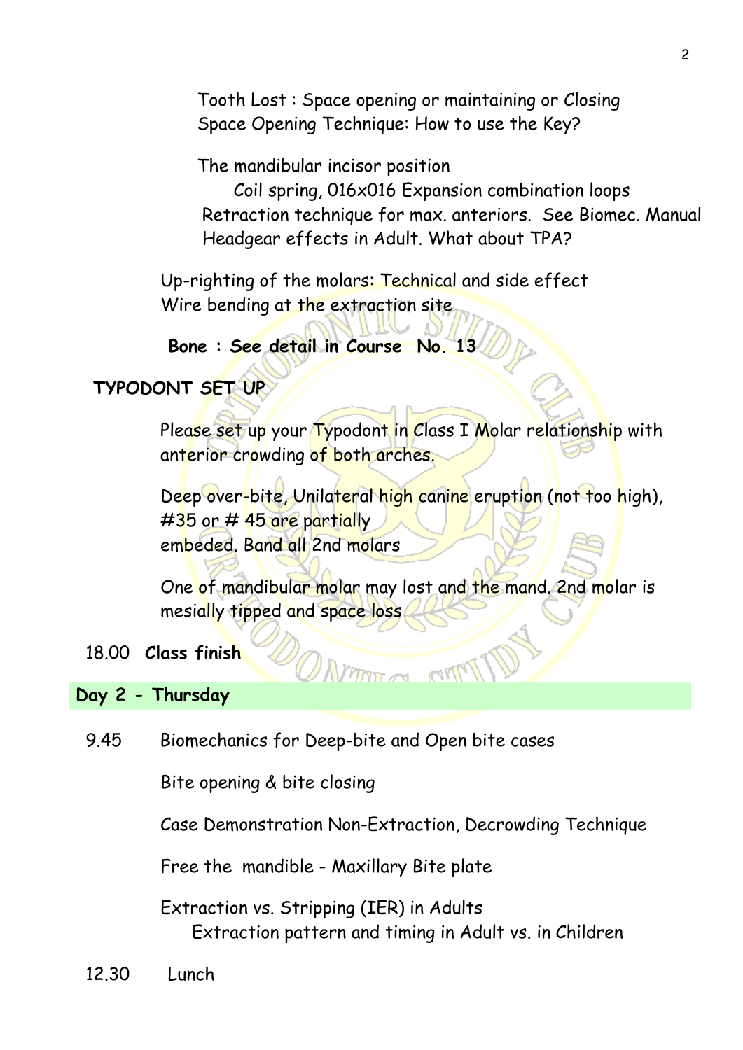Tooth Lost : Space opening or maintaining or Closing
Space Opening Technique: How to use the Key?

The mandibular incisor position
Coil spring, 016x016 Expansion combination loops
Retraction technique for max. anteriors. See Biomec. Manual
Headgear effects in Adult. What about TPA?

Up-righting of the molars: Technical and side effect
Wire bending at the extraction site

**Bone : See detail in Course No. 13**

**TYPODONT SET UP**

Please set up your Typodont in Class I Molar relationship with anterior crowding of both arches.

Deep over-bite, Unilateral high canine eruption (not too high), #35 or # 45 are partially
embeded. Band all 2nd molars

One of mandibular molar may lost and the mand. 2nd molar is mesially tipped and space loss

18.00 **Class finish**

## Day 2 - Thursday

9.45 Biomechanics for Deep-bite and Open bite cases

Bite opening & bite closing

Case Demonstration Non-Extraction, Decrowding Technique

Free the mandible - Maxillary Bite plate

Extraction vs. Stripping (IER) in Adults
Extraction pattern and timing in Adult vs. in Children

12.30 Lunch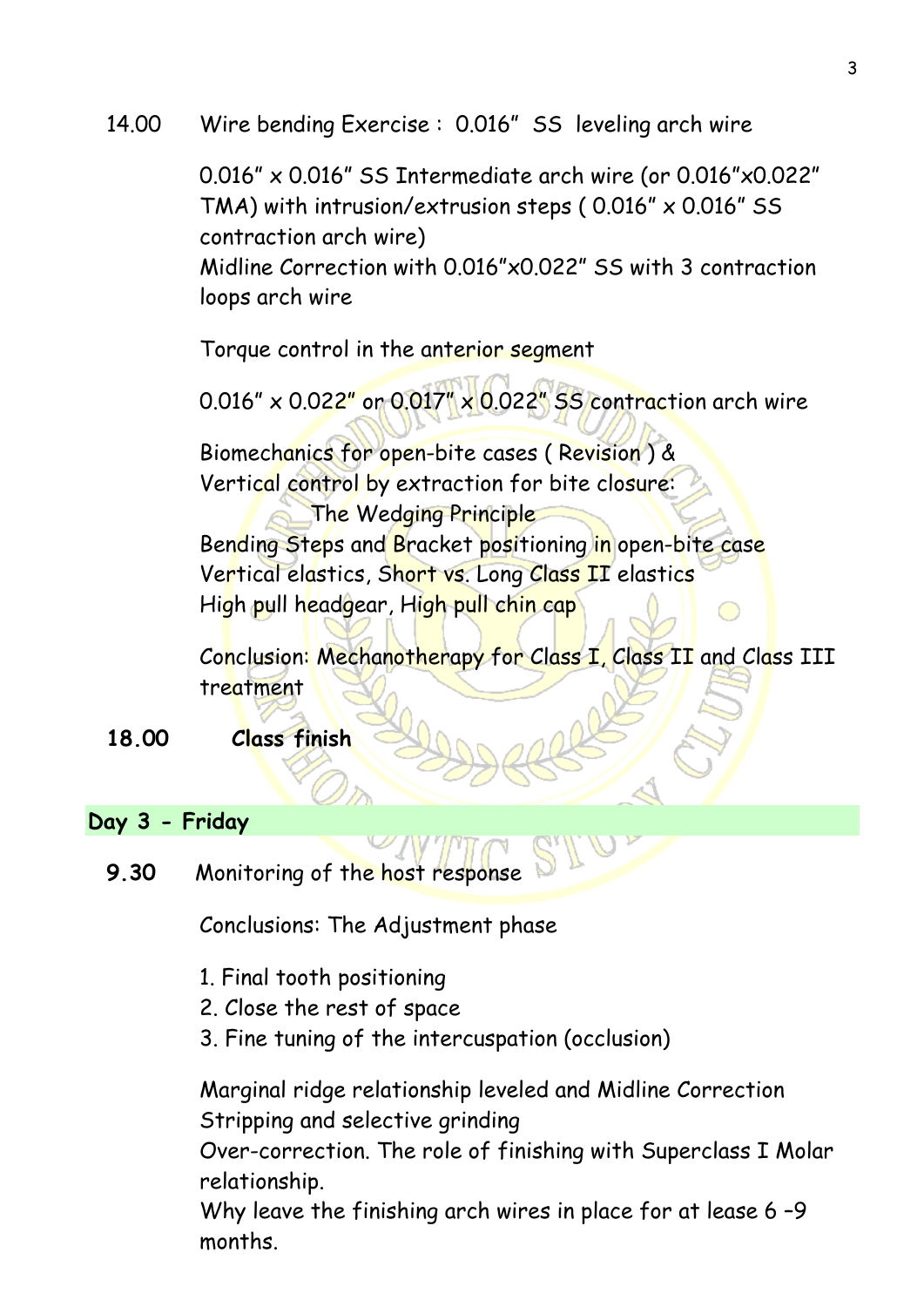14.00 Wire bending Exercise : 0.016" SS leveling arch wire

0.016" x 0.016" SS Intermediate arch wire (or 0.016"x0.022" TMA) with intrusion/extrusion steps ( 0.016" x 0.016" SS contraction arch wire)
Midline Correction with 0.016"x0.022" SS with 3 contraction loops arch wire

Torque control in the anterior segment

0.016" x 0.022" or 0.017" x 0.022" SS contraction arch wire

Biomechanics for open-bite cases ( Revision ) &
Vertical control by extraction for bite closure:
The Wedging Principle
Bending Steps and Bracket positioning in open-bite case
Vertical elastics, Short vs. Long Class II elastics
High pull headgear, High pull chin cap

Conclusion: Mechanotherapy for Class I, Class II and Class III treatment

**18.00 Class finish**

## Day 3 - Friday

**9.30** Monitoring of the host response

Conclusions: The Adjustment phase

1. Final tooth positioning
2. Close the rest of space
3. Fine tuning of the intercuspation (occlusion)

Marginal ridge relationship leveled and Midline Correction
Stripping and selective grinding
Over-correction. The role of finishing with Superclass I Molar relationship.
Why leave the finishing arch wires in place for at lease 6 –9 months.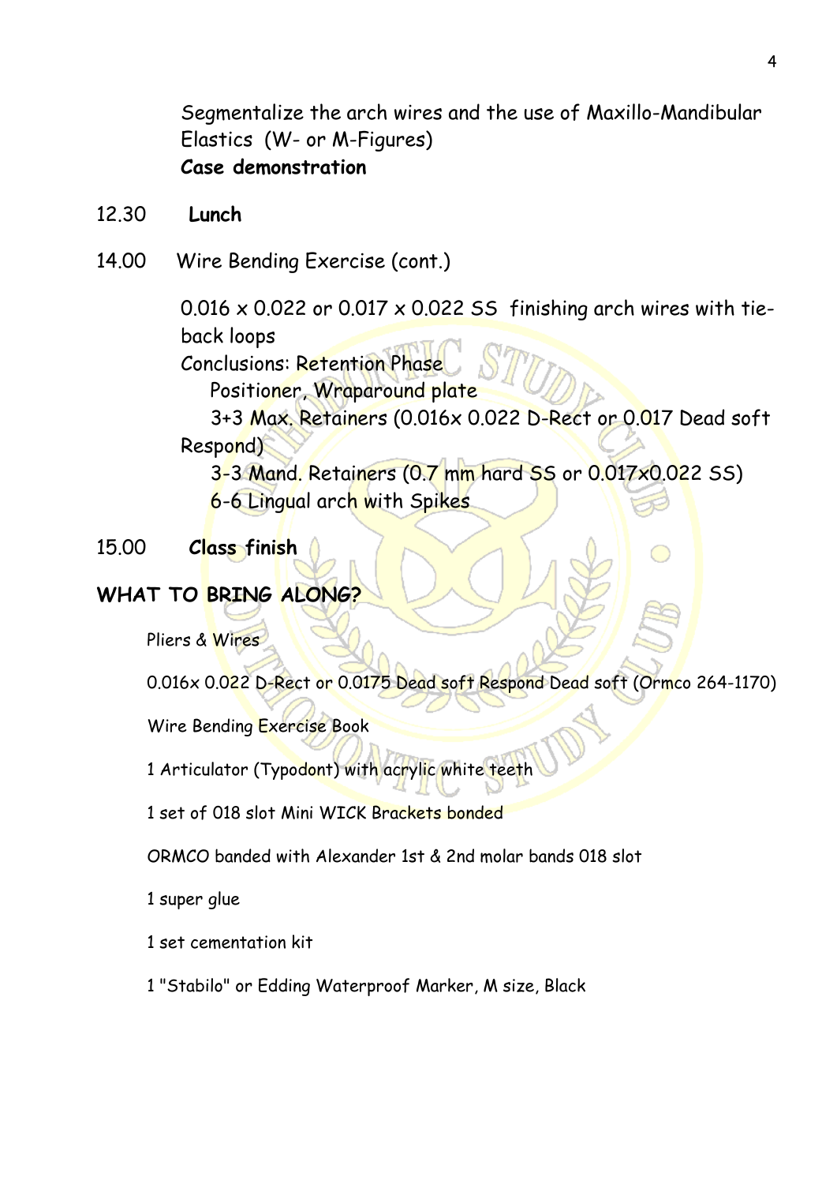Segmentalize the arch wires and the use of Maxillo-Mandibular Elastics (W- or M-Figures)
**Case demonstration**

12.30 **Lunch**

14.00 Wire Bending Exercise (cont.)

0.016 x 0.022 or 0.017 x 0.022 SS finishing arch wires with tie-back loops
Conclusions: Retention Phase
Positioner, Wraparound plate
3+3 Max. Retainers (0.016x 0.022 D-Rect or 0.017 Dead soft Respond)
3-3 Mand. Retainers (0.7 mm hard SS or 0.017x0.022 SS)
6-6 Lingual arch with Spikes

15.00 **Class finish**

## WHAT TO BRING ALONG?

Pliers & Wires

0.016x 0.022 D-Rect or 0.0175 Dead soft Respond Dead soft (Ormco 264-1170)

Wire Bending Exercise Book

1 Articulator (Typodont) with acrylic white teeth

1 set of 018 slot Mini WICK Brackets bonded

ORMCO banded with Alexander 1st & 2nd molar bands 018 slot

1 super glue

1 set cementation kit

1 "Stabilo" or Edding Waterproof Marker, M size, Black